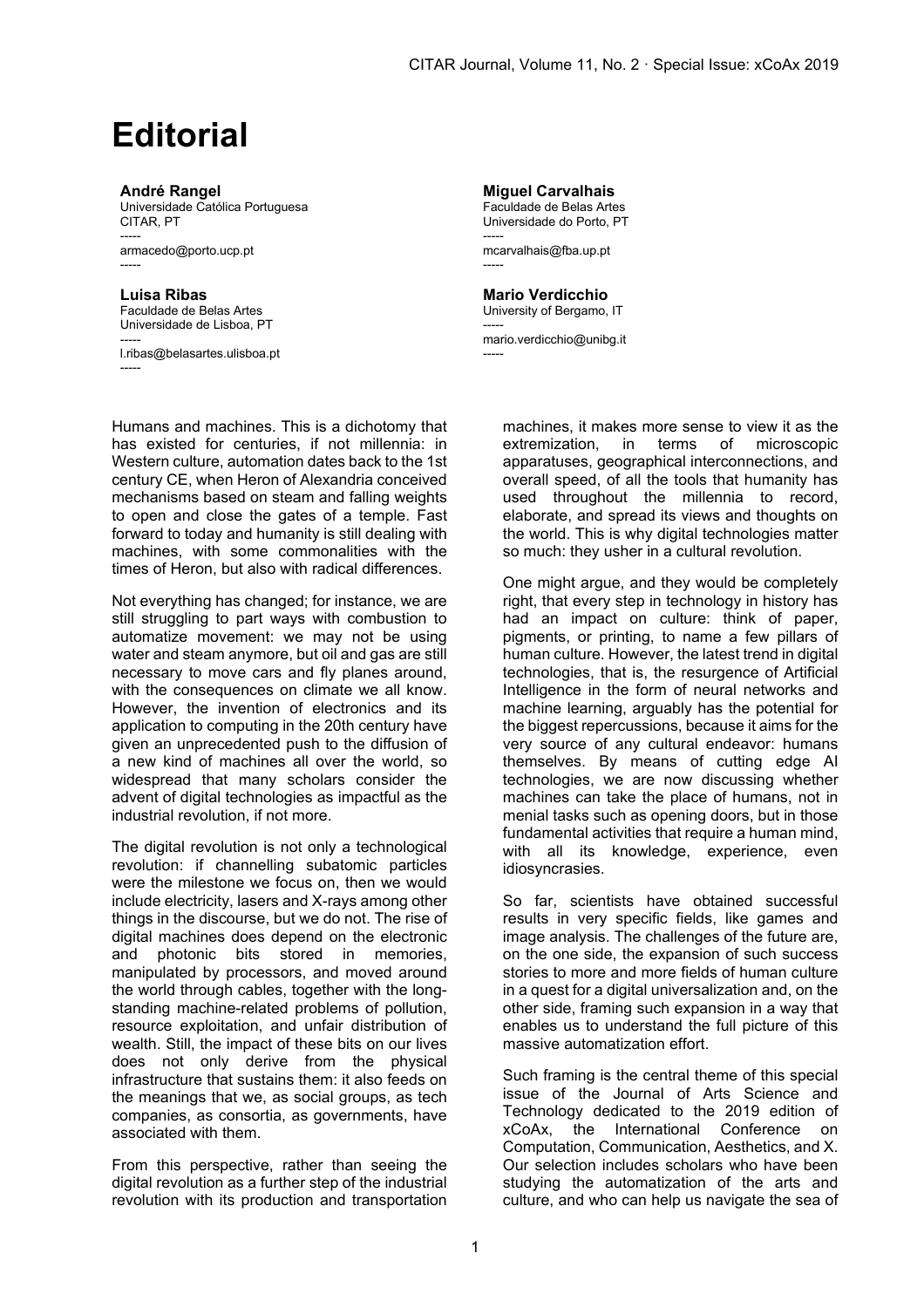# Editorial

**André Rangel**
Universidade Católica Portuguesa
CITAR, PT
-----
armacedo@porto.ucp.pt
-----

**Miguel Carvalhais**
Faculdade de Belas Artes
Universidade do Porto, PT
-----
mcarvalhais@fba.up.pt
-----

**Luisa Ribas**
Faculdade de Belas Artes
Universidade de Lisboa, PT
-----
l.ribas@belasartes.ulisboa.pt
-----

**Mario Verdicchio**
University of Bergamo, IT
-----
mario.verdicchio@unibg.it
-----

Humans and machines. This is a dichotomy that has existed for centuries, if not millennia: in Western culture, automation dates back to the 1st century CE, when Heron of Alexandria conceived mechanisms based on steam and falling weights to open and close the gates of a temple. Fast forward to today and humanity is still dealing with machines, with some commonalities with the times of Heron, but also with radical differences.

Not everything has changed; for instance, we are still struggling to part ways with combustion to automatize movement: we may not be using water and steam anymore, but oil and gas are still necessary to move cars and fly planes around, with the consequences on climate we all know. However, the invention of electronics and its application to computing in the 20th century have given an unprecedented push to the diffusion of a new kind of machines all over the world, so widespread that many scholars consider the advent of digital technologies as impactful as the industrial revolution, if not more.

The digital revolution is not only a technological revolution: if channelling subatomic particles were the milestone we focus on, then we would include electricity, lasers and X-rays among other things in the discourse, but we do not. The rise of digital machines does depend on the electronic and photonic bits stored in memories, manipulated by processors, and moved around the world through cables, together with the long-standing machine-related problems of pollution, resource exploitation, and unfair distribution of wealth. Still, the impact of these bits on our lives does not only derive from the physical infrastructure that sustains them: it also feeds on the meanings that we, as social groups, as tech companies, as consortia, as governments, have associated with them.

From this perspective, rather than seeing the digital revolution as a further step of the industrial revolution with its production and transportation machines, it makes more sense to view it as the extremization, in terms of microscopic apparatuses, geographical interconnections, and overall speed, of all the tools that humanity has used throughout the millennia to record, elaborate, and spread its views and thoughts on the world. This is why digital technologies matter so much: they usher in a cultural revolution.

One might argue, and they would be completely right, that every step in technology in history has had an impact on culture: think of paper, pigments, or printing, to name a few pillars of human culture. However, the latest trend in digital technologies, that is, the resurgence of Artificial Intelligence in the form of neural networks and machine learning, arguably has the potential for the biggest repercussions, because it aims for the very source of any cultural endeavor: humans themselves. By means of cutting edge AI technologies, we are now discussing whether machines can take the place of humans, not in menial tasks such as opening doors, but in those fundamental activities that require a human mind, with all its knowledge, experience, even idiosyncrasies.

So far, scientists have obtained successful results in very specific fields, like games and image analysis. The challenges of the future are, on the one side, the expansion of such success stories to more and more fields of human culture in a quest for a digital universalization and, on the other side, framing such expansion in a way that enables us to understand the full picture of this massive automatization effort.

Such framing is the central theme of this special issue of the Journal of Arts Science and Technology dedicated to the 2019 edition of xCoAx, the International Conference on Computation, Communication, Aesthetics, and X. Our selection includes scholars who have been studying the automatization of the arts and culture, and who can help us navigate the sea of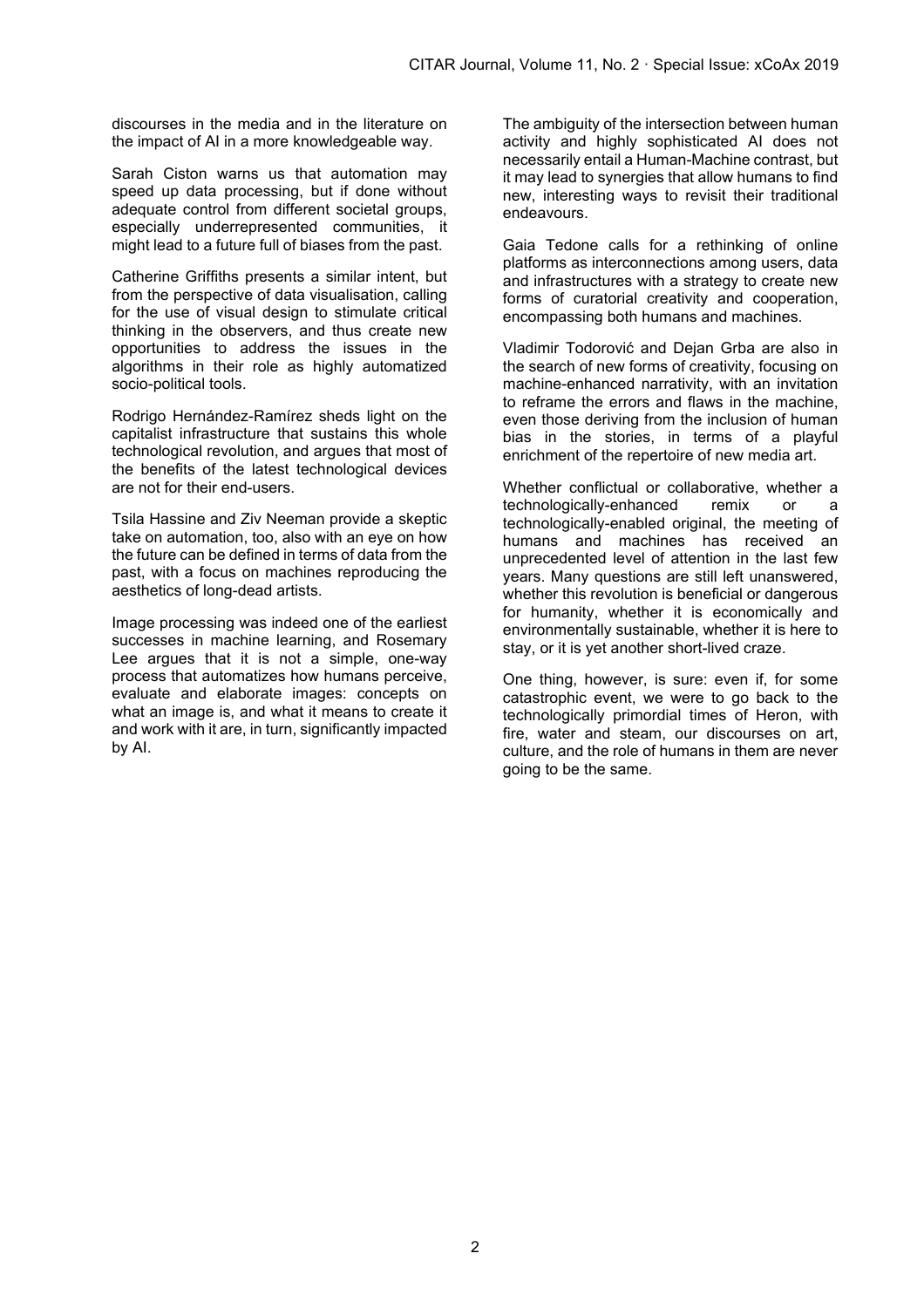discourses in the media and in the literature on the impact of AI in a more knowledgeable way.

Sarah Ciston warns us that automation may speed up data processing, but if done without adequate control from different societal groups, especially underrepresented communities, it might lead to a future full of biases from the past.

Catherine Griffiths presents a similar intent, but from the perspective of data visualisation, calling for the use of visual design to stimulate critical thinking in the observers, and thus create new opportunities to address the issues in the algorithms in their role as highly automatized socio-political tools.

Rodrigo Hernández-Ramírez sheds light on the capitalist infrastructure that sustains this whole technological revolution, and argues that most of the benefits of the latest technological devices are not for their end-users.

Tsila Hassine and Ziv Neeman provide a skeptic take on automation, too, also with an eye on how the future can be defined in terms of data from the past, with a focus on machines reproducing the aesthetics of long-dead artists.

Image processing was indeed one of the earliest successes in machine learning, and Rosemary Lee argues that it is not a simple, one-way process that automatizes how humans perceive, evaluate and elaborate images: concepts on what an image is, and what it means to create it and work with it are, in turn, significantly impacted by AI.

The ambiguity of the intersection between human activity and highly sophisticated AI does not necessarily entail a Human-Machine contrast, but it may lead to synergies that allow humans to find new, interesting ways to revisit their traditional endeavours.

Gaia Tedone calls for a rethinking of online platforms as interconnections among users, data and infrastructures with a strategy to create new forms of curatorial creativity and cooperation, encompassing both humans and machines.

Vladimir Todorović and Dejan Grba are also in the search of new forms of creativity, focusing on machine-enhanced narrativity, with an invitation to reframe the errors and flaws in the machine, even those deriving from the inclusion of human bias in the stories, in terms of a playful enrichment of the repertoire of new media art.

Whether conflictual or collaborative, whether a technologically-enhanced remix or a technologically-enabled original, the meeting of humans and machines has received an unprecedented level of attention in the last few years. Many questions are still left unanswered, whether this revolution is beneficial or dangerous for humanity, whether it is economically and environmentally sustainable, whether it is here to stay, or it is yet another short-lived craze.

One thing, however, is sure: even if, for some catastrophic event, we were to go back to the technologically primordial times of Heron, with fire, water and steam, our discourses on art, culture, and the role of humans in them are never going to be the same.